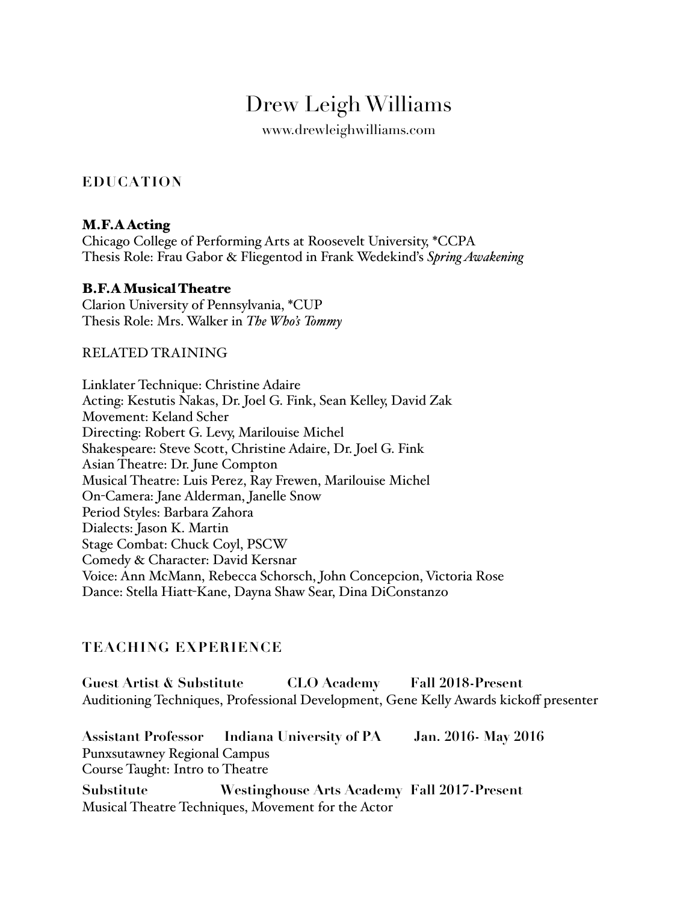# Drew Leigh Williams

www.drewleighwilliams.com

## EDUCATION

### M.F.A Acting

Chicago College of Performing Arts at Roosevelt University, *CCPA
Thesis Role: Frau Gabor & Fliegentod in Frank Wedekind's *Spring Awakening*

### B.F.A Musical Theatre

Clarion University of Pennsylvania, *CUP
Thesis Role: Mrs. Walker in *The Who's Tommy*

RELATED TRAINING

Linklater Technique: Christine Adaire
Acting: Kestutis Nakas, Dr. Joel G. Fink, Sean Kelley, David Zak
Movement: Keland Scher
Directing: Robert G. Levy, Marilouise Michel
Shakespeare: Steve Scott, Christine Adaire, Dr. Joel G. Fink
Asian Theatre: Dr. June Compton
Musical Theatre: Luis Perez, Ray Frewen, Marilouise Michel
On-Camera: Jane Alderman, Janelle Snow
Period Styles: Barbara Zahora
Dialects: Jason K. Martin
Stage Combat: Chuck Coyl, PSCW
Comedy & Character: David Kersnar
Voice: Ann McMann, Rebecca Schorsch, John Concepcion, Victoria Rose
Dance: Stella Hiatt-Kane, Dayna Shaw Sear, Dina DiConstanzo

## TEACHING EXPERIENCE

**Guest Artist & Substitute CLO Academy Fall 2018-Present**
Auditioning Techniques, Professional Development, Gene Kelly Awards kickoff presenter

**Assistant Professor Indiana University of PA Jan. 2016- May 2016**
Punxsutawney Regional Campus
Course Taught: Intro to Theatre

**Substitute Westinghouse Arts Academy Fall 2017-Present**
Musical Theatre Techniques, Movement for the Actor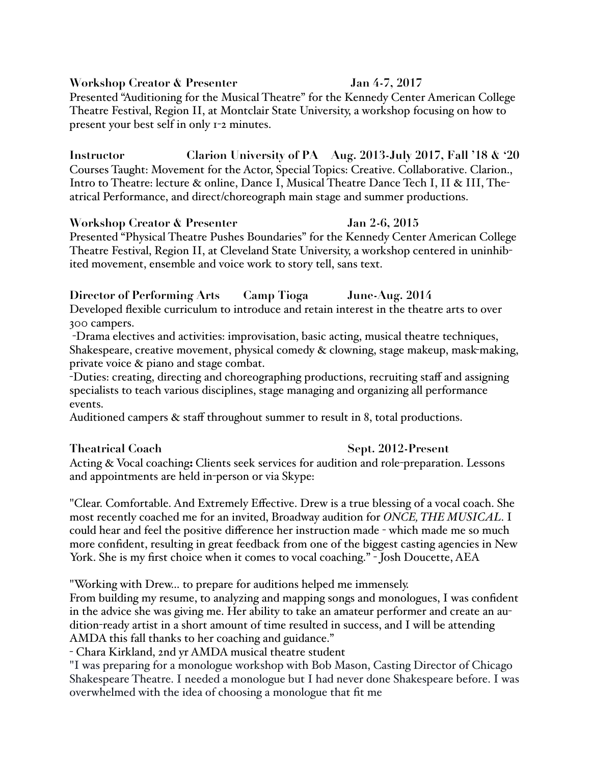**Workshop Creator & Presenter** **Jan 4-7, 2017**

Presented "Auditioning for the Musical Theatre" for the Kennedy Center American College Theatre Festival, Region II, at Montclair State University, a workshop focusing on how to present your best self in only 1-2 minutes.

**Instructor** **Clarion University of PA** **Aug. 2013-July 2017, Fall '18 & '20**

Courses Taught: Movement for the Actor, Special Topics: Creative. Collaborative. Clarion., Intro to Theatre: lecture & online, Dance I, Musical Theatre Dance Tech I, II & III, Theatrical Performance, and direct/choreograph main stage and summer productions.

**Workshop Creator & Presenter** **Jan 2-6, 2015**

Presented "Physical Theatre Pushes Boundaries" for the Kennedy Center American College Theatre Festival, Region II, at Cleveland State University, a workshop centered in uninhibited movement, ensemble and voice work to story tell, sans text.

**Director of Performing Arts** **Camp Tioga** **June-Aug. 2014**

Developed flexible curriculum to introduce and retain interest in the theatre arts to over 300 campers.

-Drama electives and activities: improvisation, basic acting, musical theatre techniques, Shakespeare, creative movement, physical comedy & clowning, stage makeup, mask-making, private voice & piano and stage combat.

-Duties: creating, directing and choreographing productions, recruiting staff and assigning specialists to teach various disciplines, stage managing and organizing all performance events.

Auditioned campers & staff throughout summer to result in 8, total productions.

**Theatrical Coach** **Sept. 2012-Present**

Acting & Vocal coaching**:** Clients seek services for audition and role-preparation. Lessons and appointments are held in-person or via Skype:

"Clear. Comfortable. And Extremely Effective. Drew is a true blessing of a vocal coach. She most recently coached me for an invited, Broadway audition for *ONCE, THE MUSICAL*. I could hear and feel the positive difference her instruction made - which made me so much more confident, resulting in great feedback from one of the biggest casting agencies in New York. She is my first choice when it comes to vocal coaching." - Josh Doucette, AEA

"Working with Drew... to prepare for auditions helped me immensely.
From building my resume, to analyzing and mapping songs and monologues, I was confident in the advice she was giving me. Her ability to take an amateur performer and create an audition-ready artist in a short amount of time resulted in success, and I will be attending AMDA this fall thanks to her coaching and guidance."
- Chara Kirkland, 2nd yr AMDA musical theatre student

"I was preparing for a monologue workshop with Bob Mason, Casting Director of Chicago Shakespeare Theatre. I needed a monologue but I had never done Shakespeare before. I was overwhelmed with the idea of choosing a monologue that fit me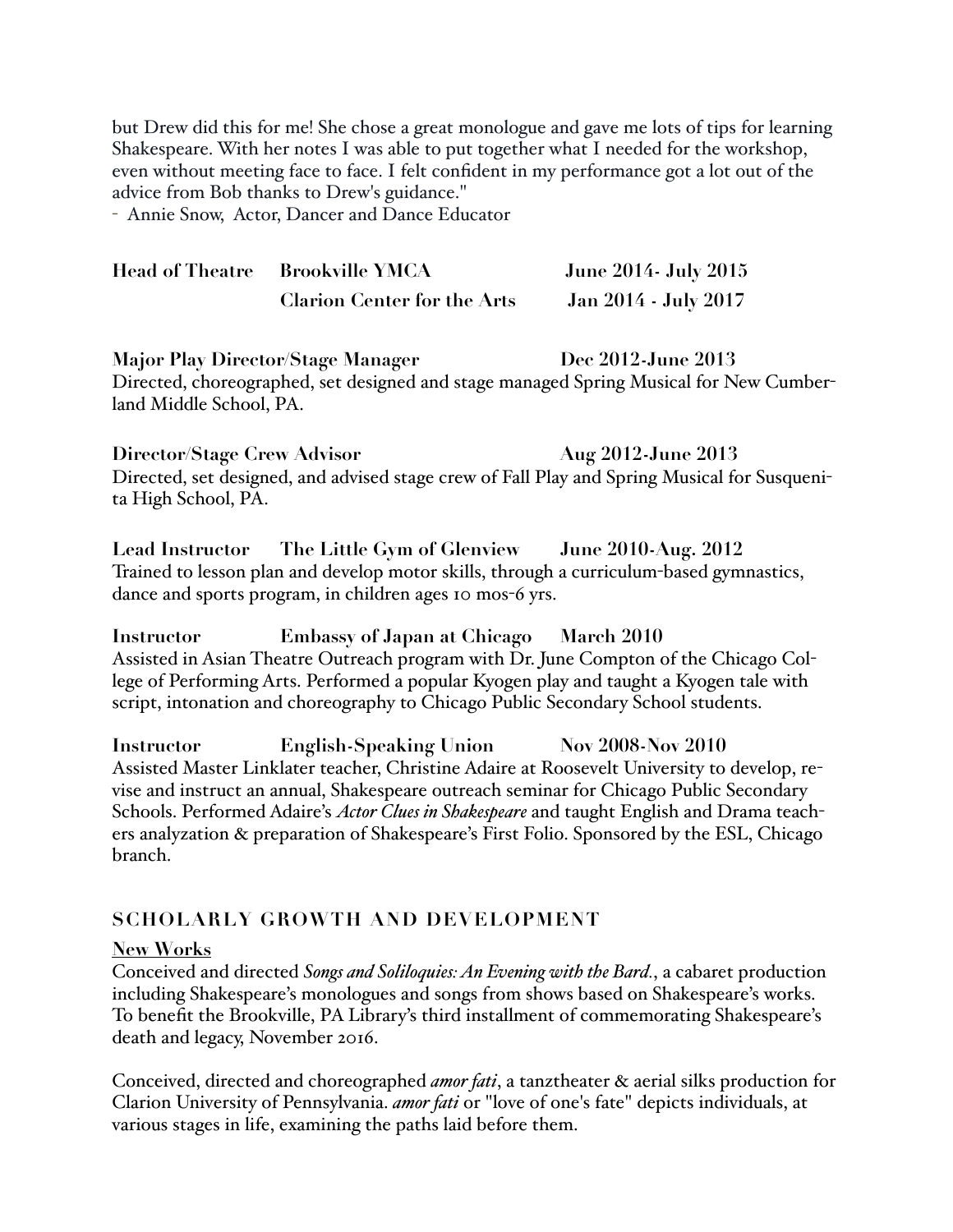but Drew did this for me! She chose a great monologue and gave me lots of tips for learning Shakespeare. With her notes I was able to put together what I needed for the workshop, even without meeting face to face. I felt confident in my performance got a lot out of the advice from Bob thanks to Drew's guidance."
- Annie Snow, Actor, Dancer and Dance Educator

**Head of Theatre Brookville YMCA June 2014- July 2015**
**Clarion Center for the Arts Jan 2014 - July 2017**

**Major Play Director/Stage Manager Dec 2012-June 2013**
Directed, choreographed, set designed and stage managed Spring Musical for New Cumberland Middle School, PA.

**Director/Stage Crew Advisor Aug 2012-June 2013**
Directed, set designed, and advised stage crew of Fall Play and Spring Musical for Susquenita High School, PA.

**Lead Instructor The Little Gym of Glenview June 2010-Aug. 2012**
Trained to lesson plan and develop motor skills, through a curriculum-based gymnastics, dance and sports program, in children ages 10 mos-6 yrs.

**Instructor Embassy of Japan at Chicago March 2010**
Assisted in Asian Theatre Outreach program with Dr. June Compton of the Chicago College of Performing Arts. Performed a popular Kyogen play and taught a Kyogen tale with script, intonation and choreography to Chicago Public Secondary School students.

**Instructor English-Speaking Union Nov 2008-Nov 2010**
Assisted Master Linklater teacher, Christine Adaire at Roosevelt University to develop, revise and instruct an annual, Shakespeare outreach seminar for Chicago Public Secondary Schools. Performed Adaire's *Actor Clues in Shakespeare* and taught English and Drama teachers analyzation & preparation of Shakespeare's First Folio. Sponsored by the ESL, Chicago branch.

## SCHOLARLY GROWTH AND DEVELOPMENT

**New Works**

Conceived and directed *Songs and Soliloquies: An Evening with the Bard.*, a cabaret production including Shakespeare's monologues and songs from shows based on Shakespeare's works. To benefit the Brookville, PA Library's third installment of commemorating Shakespeare's death and legacy, November 2016.

Conceived, directed and choreographed *amor fati*, a tanztheater & aerial silks production for Clarion University of Pennsylvania. *amor fati* or "love of one's fate" depicts individuals, at various stages in life, examining the paths laid before them.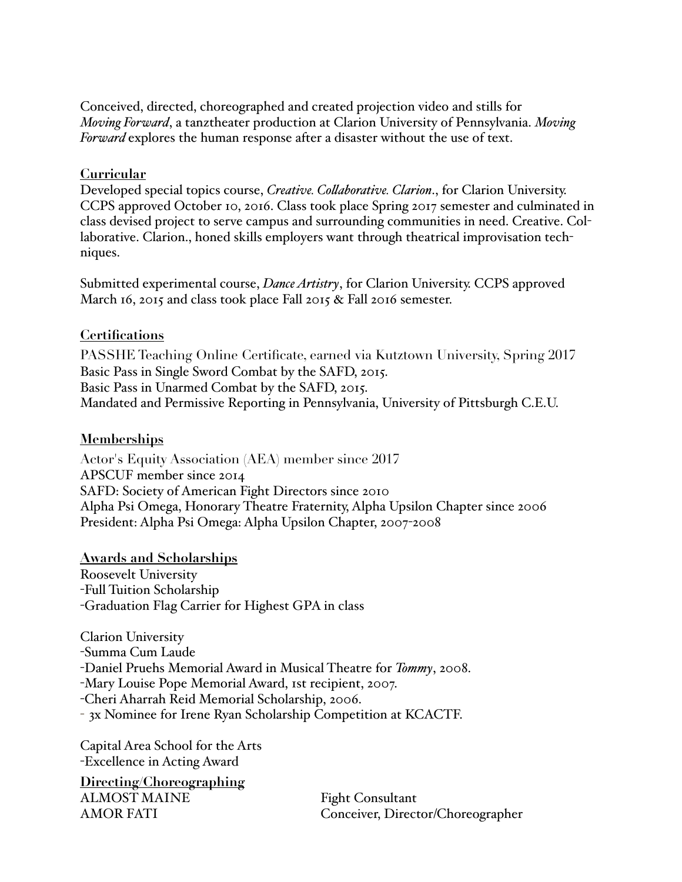Conceived, directed, choreographed and created projection video and stills for *Moving Forward*, a tanztheater production at Clarion University of Pennsylvania. *Moving Forward* explores the human response after a disaster without the use of text.

**Curricular**

Developed special topics course, *Creative. Collaborative. Clarion.*, for Clarion University. CCPS approved October 10, 2016. Class took place Spring 2017 semester and culminated in class devised project to serve campus and surrounding communities in need. Creative. Collaborative. Clarion., honed skills employers want through theatrical improvisation techniques.

Submitted experimental course, *Dance Artistry*, for Clarion University. CCPS approved March 16, 2015 and class took place Fall 2015 & Fall 2016 semester.

**Certifications**

PASSHE Teaching Online Certificate, earned via Kutztown University, Spring 2017
Basic Pass in Single Sword Combat by the SAFD, 2015.
Basic Pass in Unarmed Combat by the SAFD, 2015.
Mandated and Permissive Reporting in Pennsylvania, University of Pittsburgh C.E.U.

**Memberships**

Actor's Equity Association (AEA) member since 2017
APSCUF member since 2014
SAFD: Society of American Fight Directors since 2010
Alpha Psi Omega, Honorary Theatre Fraternity, Alpha Upsilon Chapter since 2006
President: Alpha Psi Omega: Alpha Upsilon Chapter, 2007-2008

**Awards and Scholarships**

Roosevelt University
-Full Tuition Scholarship
-Graduation Flag Carrier for Highest GPA in class

Clarion University
-Summa Cum Laude
-Daniel Pruehs Memorial Award in Musical Theatre for *Tommy*, 2008.
-Mary Louise Pope Memorial Award, 1st recipient, 2007.
-Cheri Aharrah Reid Memorial Scholarship, 2006.
- 3x Nominee for Irene Ryan Scholarship Competition at KCACTF.

Capital Area School for the Arts
-Excellence in Acting Award

**Directing/Choreographing**

| | |
|---|---|
| ALMOST MAINE | Fight Consultant |
| AMOR FATI | Conceiver, Director/Choreographer |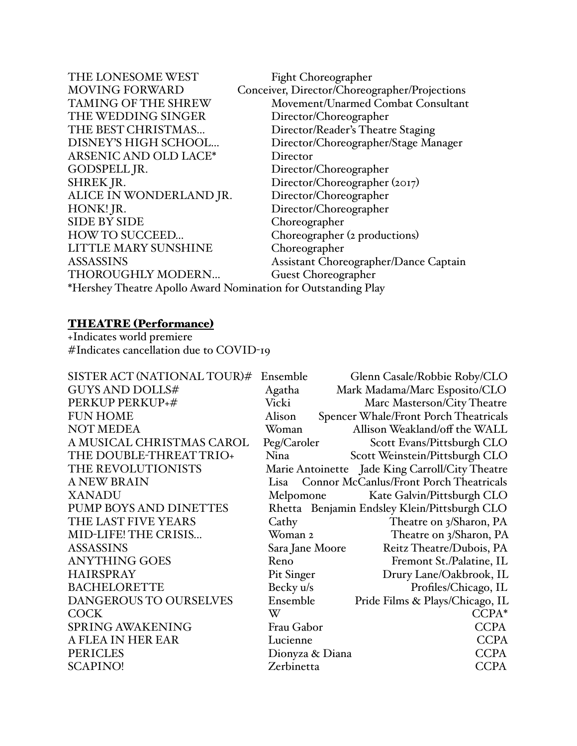| | |
|---|---|
| THE LONESOME WEST | Fight Choreographer |
| MOVING FORWARD | Conceiver, Director/Choreographer/Projections |
| TAMING OF THE SHREW | Movement/Unarmed Combat Consultant |
| THE WEDDING SINGER | Director/Choreographer |
| THE BEST CHRISTMAS… | Director/Reader's Theatre Staging |
| DISNEY'S HIGH SCHOOL… | Director/Choreographer/Stage Manager |
| ARSENIC AND OLD LACE* | Director |
| GODSPELL JR. | Director/Choreographer |
| SHREK JR. | Director/Choreographer (2017) |
| ALICE IN WONDERLAND JR. | Director/Choreographer |
| HONK! JR. | Director/Choreographer |
| SIDE BY SIDE | Choreographer |
| HOW TO SUCCEED… | Choreographer (2 productions) |
| LITTLE MARY SUNSHINE | Choreographer |
| ASSASSINS | Assistant Choreographer/Dance Captain |
| THOROUGHLY MODERN… | Guest Choreographer |

*Hershey Theatre Apollo Award Nomination for Outstanding Play

## **THEATRE (Performance)**

+Indicates world premiere
#Indicates cancellation due to COVID-19

| | | |
|---|---|---|
| SISTER ACT (NATIONAL TOUR)# | Ensemble | Glenn Casale/Robbie Roby/CLO |
| GUYS AND DOLLS# | Agatha | Mark Madama/Marc Esposito/CLO |
| PERKUP PERKUP+# | Vicki | Marc Masterson/City Theatre |
| FUN HOME | Alison | Spencer Whale/Front Porch Theatricals |
| NOT MEDEA | Woman | Allison Weakland/off the WALL |
| A MUSICAL CHRISTMAS CAROL | Peg/Caroler | Scott Evans/Pittsburgh CLO |
| THE DOUBLE-THREAT TRIO+ | Nina | Scott Weinstein/Pittsburgh CLO |
| THE REVOLUTIONISTS | Marie Antoinette | Jade King Carroll/City Theatre |
| A NEW BRAIN | Lisa | Connor McCanlus/Front Porch Theatricals |
| XANADU | Melpomone | Kate Galvin/Pittsburgh CLO |
| PUMP BOYS AND DINETTES | Rhetta | Benjamin Endsley Klein/Pittsburgh CLO |
| THE LAST FIVE YEARS | Cathy | Theatre on 3/Sharon, PA |
| MID-LIFE! THE CRISIS… | Woman 2 | Theatre on 3/Sharon, PA |
| ASSASSINS | Sara Jane Moore | Reitz Theatre/Dubois, PA |
| ANYTHING GOES | Reno | Fremont St./Palatine, IL |
| HAIRSPRAY | Pit Singer | Drury Lane/Oakbrook, IL |
| BACHELORETTE | Becky u/s | Profiles/Chicago, IL |
| DANGEROUS TO OURSELVES | Ensemble | Pride Films & Plays/Chicago, IL |
| COCK | W | CCPA* |
| SPRING AWAKENING | Frau Gabor | CCPA |
| A FLEA IN HER EAR | Lucienne | CCPA |
| PERICLES | Dionyza & Diana | CCPA |
| SCAPINO! | Zerbinetta | CCPA |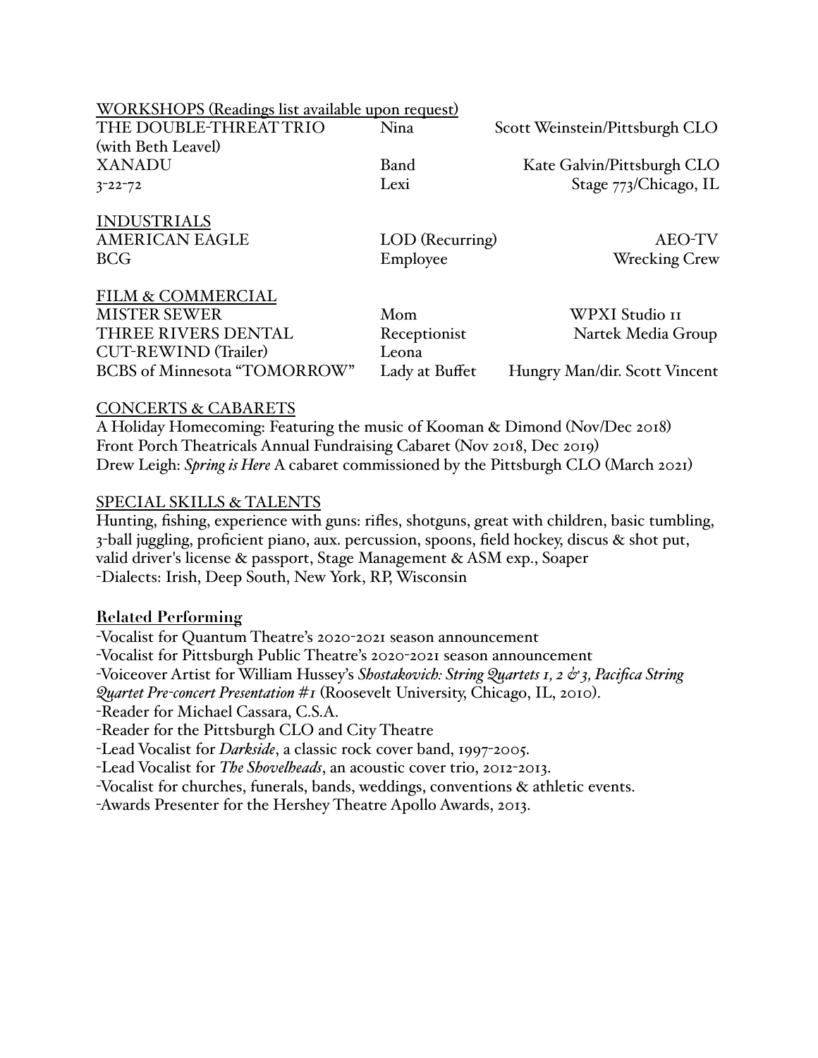WORKSHOPS (Readings list available upon request)

| | | |
|---|---|---|
| THE DOUBLE-THREAT TRIO (with Beth Leavel) | Nina | Scott Weinstein/Pittsburgh CLO |
| XANADU | Band | Kate Galvin/Pittsburgh CLO |
| 3-22-72 | Lexi | Stage 773/Chicago, IL |

INDUSTRIALS

| | | |
|---|---|---|
| AMERICAN EAGLE | LOD (Recurring) | AEO-TV |
| BCG | Employee | Wrecking Crew |

FILM & COMMERCIAL

| | | |
|---|---|---|
| MISTER SEWER | Mom | WPXI Studio 11 |
| THREE RIVERS DENTAL | Receptionist | Nartek Media Group |
| CUT-REWIND (Trailer) | Leona | |
| BCBS of Minnesota "TOMORROW" | Lady at Buffet | Hungry Man/dir. Scott Vincent |

CONCERTS & CABARETS

A Holiday Homecoming: Featuring the music of Kooman & Dimond (Nov/Dec 2018)
Front Porch Theatricals Annual Fundraising Cabaret (Nov 2018, Dec 2019)
Drew Leigh: *Spring is Here* A cabaret commissioned by the Pittsburgh CLO (March 2021)

SPECIAL SKILLS & TALENTS

Hunting, fishing, experience with guns: rifles, shotguns, great with children, basic tumbling, 3-ball juggling, proficient piano, aux. percussion, spoons, field hockey, discus & shot put, valid driver's license & passport, Stage Management & ASM exp., Soaper
-Dialects: Irish, Deep South, New York, RP, Wisconsin

**Related Performing**

-Vocalist for Quantum Theatre's 2020-2021 season announcement
-Vocalist for Pittsburgh Public Theatre's 2020-2021 season announcement
-Voiceover Artist for William Hussey's *Shostakovich: String Quartets 1, 2 & 3, Pacifica String Quartet Pre-concert Presentation #1* (Roosevelt University, Chicago, IL, 2010).
-Reader for Michael Cassara, C.S.A.
-Reader for the Pittsburgh CLO and City Theatre
-Lead Vocalist for *Darkside*, a classic rock cover band, 1997-2005.
-Lead Vocalist for *The Shovelheads*, an acoustic cover trio, 2012-2013.
-Vocalist for churches, funerals, bands, weddings, conventions & athletic events.
-Awards Presenter for the Hershey Theatre Apollo Awards, 2013.